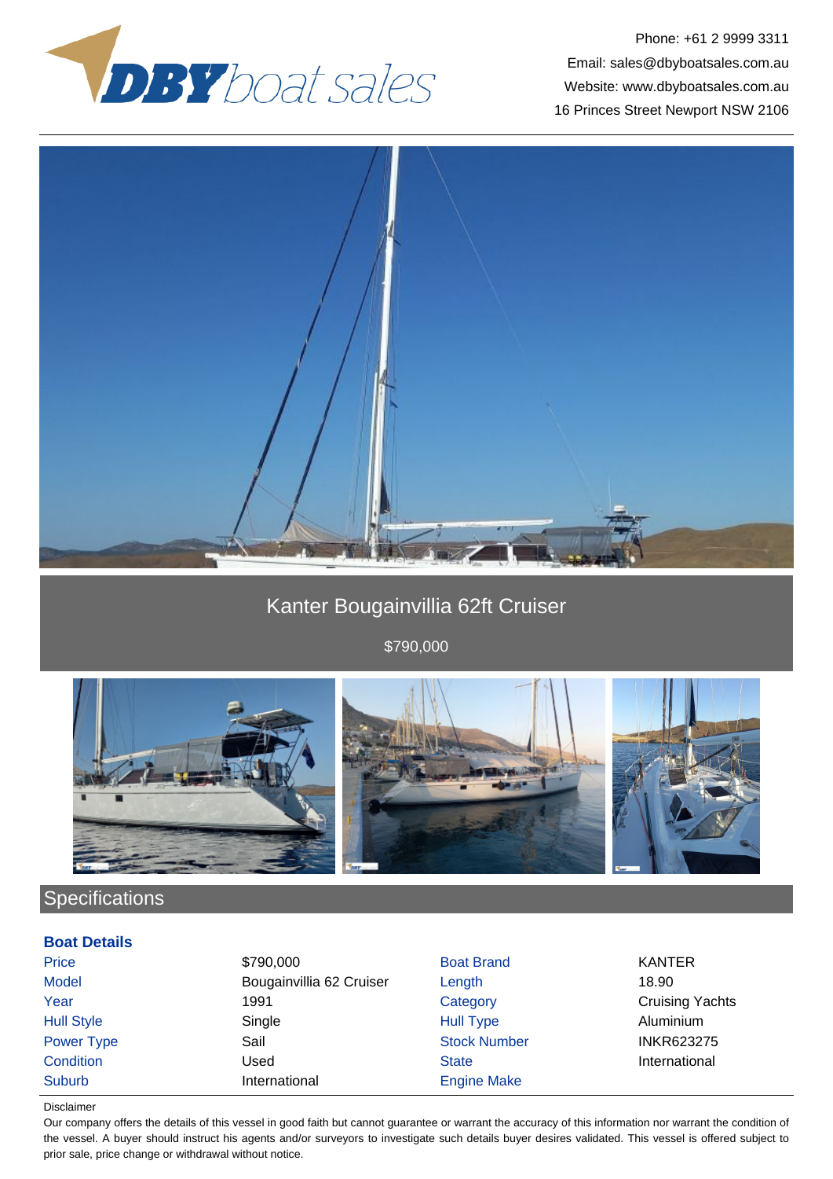DBY boat sales

Phone: +61 2 9999 3311
Email: sales@dbyboatsales.com.au
Website: www.dbyboatsales.com.au
16 Princes Street Newport NSW 2106

# Kanter Bougainvillia 62ft Cruiser

$790,000

## Specifications

### Boat Details

| | | | |
|---|---|---|---|
| Price | $790,000 | Boat Brand | KANTER |
| Model | Bougainvillia 62 Cruiser | Length | 18.90 |
| Year | 1991 | Category | Cruising Yachts |
| Hull Style | Single | Hull Type | Aluminium |
| Power Type | Sail | Stock Number | INKR623275 |
| Condition | Used | State | International |
| Suburb | International | Engine Make | |

Disclaimer

Our company offers the details of this vessel in good faith but cannot guarantee or warrant the accuracy of this information nor warrant the condition of the vessel. A buyer should instruct his agents and/or surveyors to investigate such details buyer desires validated. This vessel is offered subject to prior sale, price change or withdrawal without notice.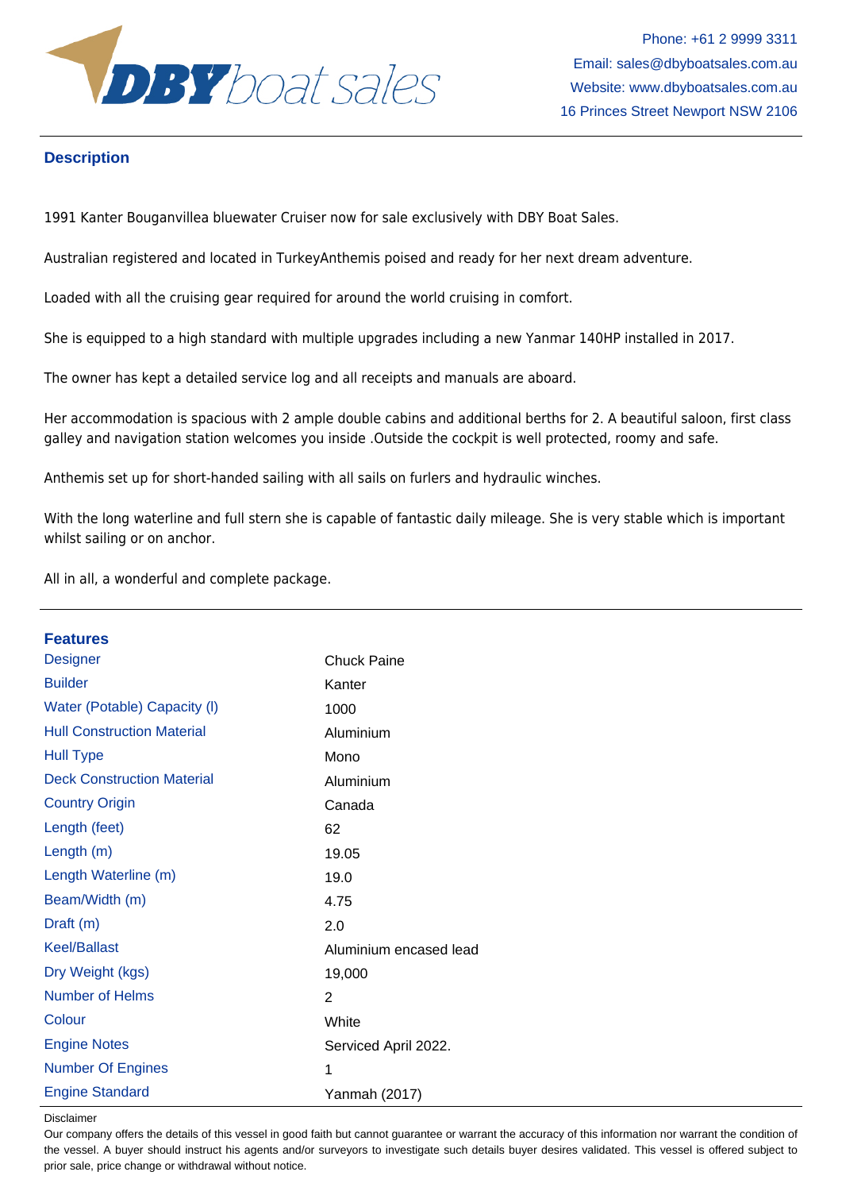## Description

1991 Kanter Bouganvillea bluewater Cruiser now for sale exclusively with DBY Boat Sales.

Australian registered and located in TurkeyAnthemis poised and ready for her next dream adventure.

Loaded with all the cruising gear required for around the world cruising in comfort.

She is equipped to a high standard with multiple upgrades including a new Yanmar 140HP installed in 2017.

The owner has kept a detailed service log and all receipts and manuals are aboard.

Her accommodation is spacious with 2 ample double cabins and additional berths for 2. A beautiful saloon, first class galley and navigation station welcomes you inside .Outside the cockpit is well protected, roomy and safe.

Anthemis set up for short-handed sailing with all sails on furlers and hydraulic winches.

With the long waterline and full stern she is capable of fantastic daily mileage. She is very stable which is important whilst sailing or on anchor.

All in all, a wonderful and complete package.

## Features

| | |
|---|---|
| Designer | Chuck Paine |
| Builder | Kanter |
| Water (Potable) Capacity (l) | 1000 |
| Hull Construction Material | Aluminium |
| Hull Type | Mono |
| Deck Construction Material | Aluminium |
| Country Origin | Canada |
| Length (feet) | 62 |
| Length (m) | 19.05 |
| Length Waterline (m) | 19.0 |
| Beam/Width (m) | 4.75 |
| Draft (m) | 2.0 |
| Keel/Ballast | Aluminium encased lead |
| Dry Weight (kgs) | 19,000 |
| Number of Helms | 2 |
| Colour | White |
| Engine Notes | Serviced April 2022. |
| Number Of Engines | 1 |
| Engine Standard | Yanmah (2017) |

Disclaimer

Our company offers the details of this vessel in good faith but cannot guarantee or warrant the accuracy of this information nor warrant the condition of the vessel. A buyer should instruct his agents and/or surveyors to investigate such details buyer desires validated. This vessel is offered subject to prior sale, price change or withdrawal without notice.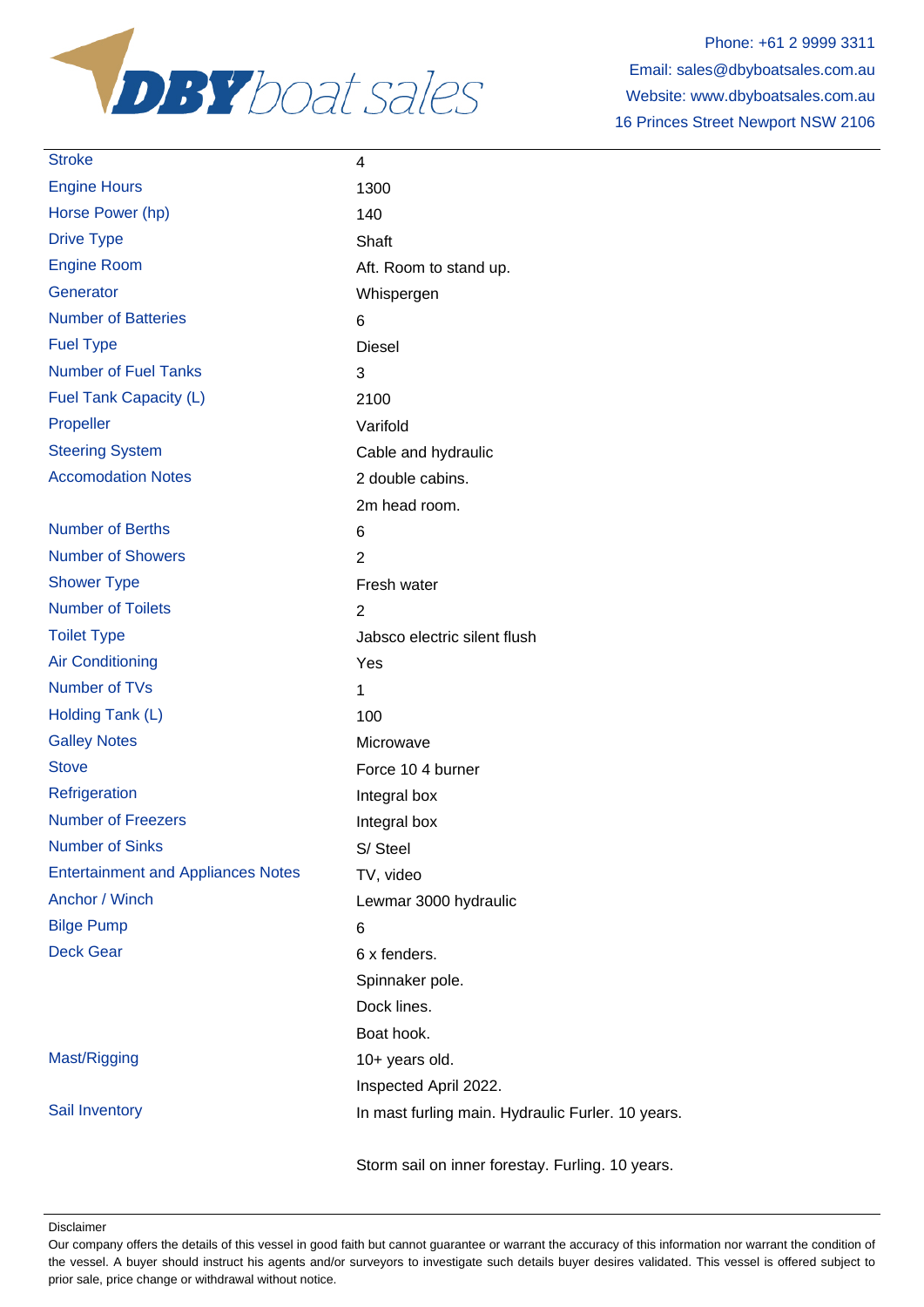| | |
|---|---|
| Stroke | 4 |
| Engine Hours | 1300 |
| Horse Power (hp) | 140 |
| Drive Type | Shaft |
| Engine Room | Aft. Room to stand up. |
| Generator | Whispergen |
| Number of Batteries | 6 |
| Fuel Type | Diesel |
| Number of Fuel Tanks | 3 |
| Fuel Tank Capacity (L) | 2100 |
| Propeller | Varifold |
| Steering System | Cable and hydraulic |
| Accomodation Notes | 2 double cabins.<br>2m head room. |
| Number of Berths | 6 |
| Number of Showers | 2 |
| Shower Type | Fresh water |
| Number of Toilets | 2 |
| Toilet Type | Jabsco electric silent flush |
| Air Conditioning | Yes |
| Number of TVs | 1 |
| Holding Tank (L) | 100 |
| Galley Notes | Microwave |
| Stove | Force 10 4 burner |
| Refrigeration | Integral box |
| Number of Freezers | Integral box |
| Number of Sinks | S/ Steel |
| Entertainment and Appliances Notes | TV, video |
| Anchor / Winch | Lewmar 3000 hydraulic |
| Bilge Pump | 6 |
| Deck Gear | 6 x fenders.<br>Spinnaker pole.<br>Dock lines.<br>Boat hook. |
| Mast/Rigging | 10+ years old.<br>Inspected April 2022. |
| Sail Inventory | In mast furling main. Hydraulic Furler. 10 years.<br><br>Storm sail on inner forestay. Furling. 10 years. |

Disclaimer

Our company offers the details of this vessel in good faith but cannot guarantee or warrant the accuracy of this information nor warrant the condition of the vessel. A buyer should instruct his agents and/or surveyors to investigate such details buyer desires validated. This vessel is offered subject to prior sale, price change or withdrawal without notice.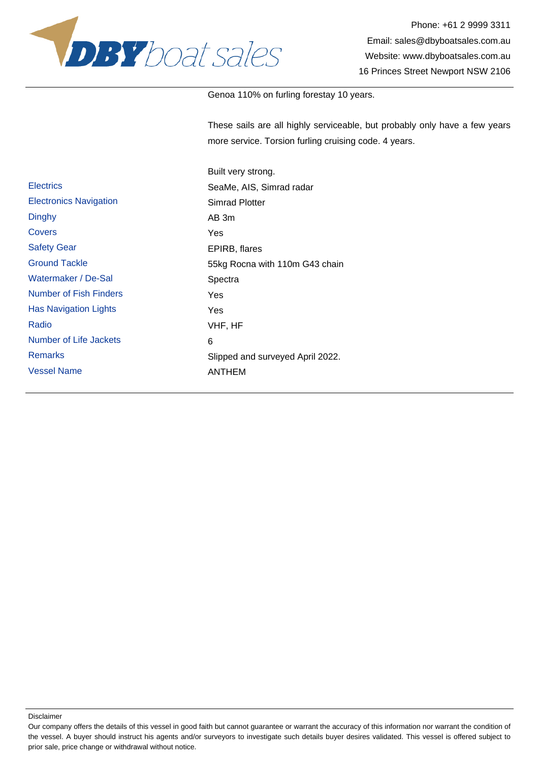Genoa 110% on furling forestay 10 years.

These sails are all highly serviceable, but probably only have a few years more service. Torsion furling cruising code. 4 years.

Built very strong.

| | |
|---|---|
| Electrics | SeaMe, AIS, Simrad radar |
| Electronics Navigation | Simrad Plotter |
| Dinghy | AB 3m |
| Covers | Yes |
| Safety Gear | EPIRB, flares |
| Ground Tackle | 55kg Rocna with 110m G43 chain |
| Watermaker / De-Sal | Spectra |
| Number of Fish Finders | Yes |
| Has Navigation Lights | Yes |
| Radio | VHF, HF |
| Number of Life Jackets | 6 |
| Remarks | Slipped and surveyed April 2022. |
| Vessel Name | ANTHEM |

Disclaimer

Our company offers the details of this vessel in good faith but cannot guarantee or warrant the accuracy of this information nor warrant the condition of the vessel. A buyer should instruct his agents and/or surveyors to investigate such details buyer desires validated. This vessel is offered subject to prior sale, price change or withdrawal without notice.